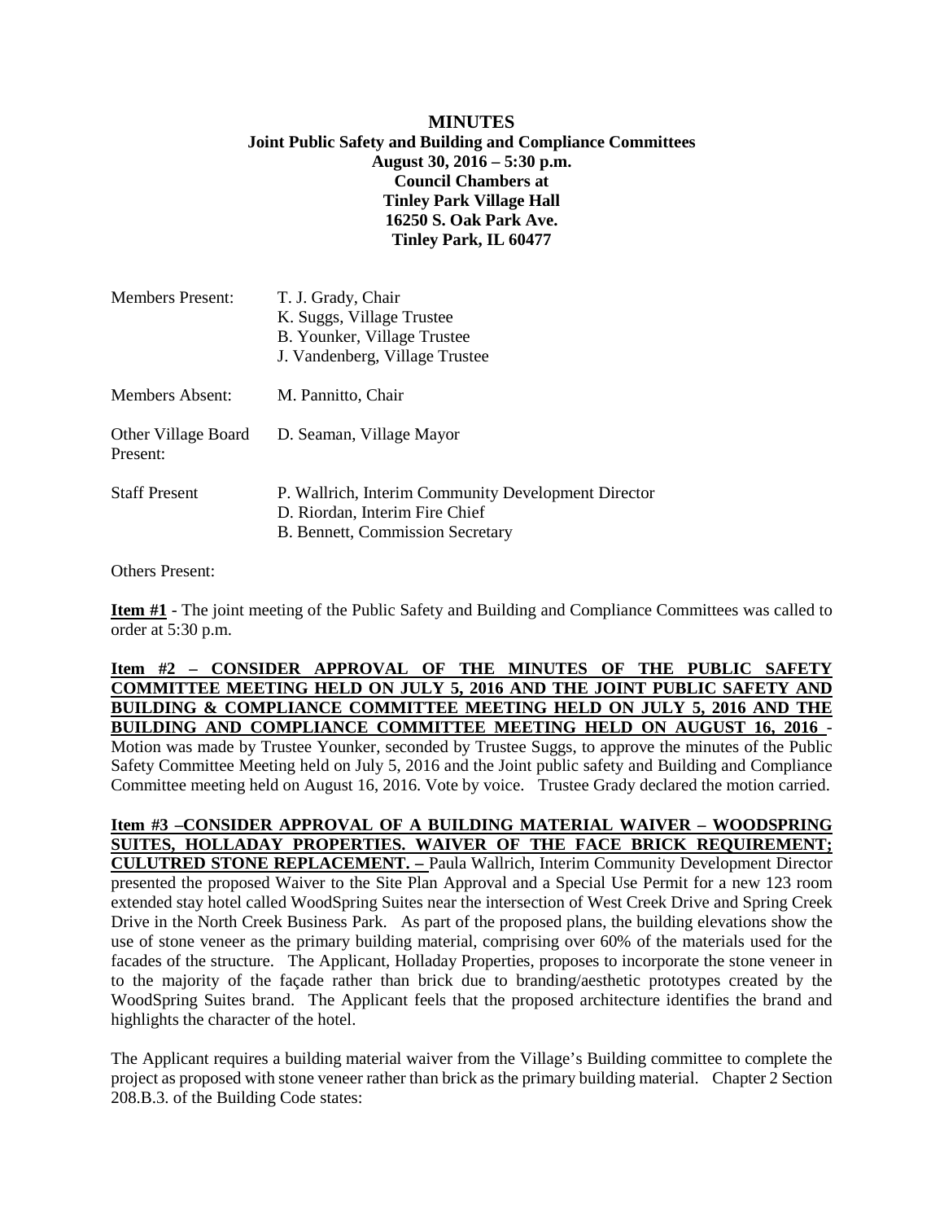**MINUTES**
**Joint Public Safety and Building and Compliance Committees**
**August 30, 2016 – 5:30 p.m.**
**Council Chambers at**
**Tinley Park Village Hall**
**16250 S. Oak Park Ave.**
**Tinley Park, IL 60477**

| | |
|---|---|
| Members Present: | T. J. Grady, Chair<br>K. Suggs, Village Trustee<br>B. Younker, Village Trustee<br>J. Vandenberg, Village Trustee |
| Members Absent: | M. Pannitto, Chair |
| Other Village Board Present: | D. Seaman, Village Mayor |
| Staff Present | P. Wallrich, Interim Community Development Director<br>D. Riordan, Interim Fire Chief<br>B. Bennett, Commission Secretary |

Others Present:

**<u>Item #1</u>** - The joint meeting of the Public Safety and Building and Compliance Committees was called to order at 5:30 p.m.

**<u>Item #2 – CONSIDER APPROVAL OF THE MINUTES OF THE PUBLIC SAFETY COMMITTEE MEETING HELD ON JULY 5, 2016 AND THE JOINT PUBLIC SAFETY AND BUILDING & COMPLIANCE COMMITTEE MEETING HELD ON JULY 5, 2016 AND THE BUILDING AND COMPLIANCE COMMITTEE MEETING HELD ON AUGUST 16, 2016</u>** - Motion was made by Trustee Younker, seconded by Trustee Suggs, to approve the minutes of the Public Safety Committee Meeting held on July 5, 2016 and the Joint public safety and Building and Compliance Committee meeting held on August 16, 2016. Vote by voice. Trustee Grady declared the motion carried.

**<u>Item #3 –CONSIDER APPROVAL OF A BUILDING MATERIAL WAIVER – WOODSPRING SUITES, HOLLADAY PROPERTIES. WAIVER OF THE FACE BRICK REQUIREMENT; CULUTRED STONE REPLACEMENT. –</u>** Paula Wallrich, Interim Community Development Director presented the proposed Waiver to the Site Plan Approval and a Special Use Permit for a new 123 room extended stay hotel called WoodSpring Suites near the intersection of West Creek Drive and Spring Creek Drive in the North Creek Business Park. As part of the proposed plans, the building elevations show the use of stone veneer as the primary building material, comprising over 60% of the materials used for the facades of the structure. The Applicant, Holladay Properties, proposes to incorporate the stone veneer in to the majority of the façade rather than brick due to branding/aesthetic prototypes created by the WoodSpring Suites brand. The Applicant feels that the proposed architecture identifies the brand and highlights the character of the hotel.

The Applicant requires a building material waiver from the Village's Building committee to complete the project as proposed with stone veneer rather than brick as the primary building material. Chapter 2 Section 208.B.3. of the Building Code states: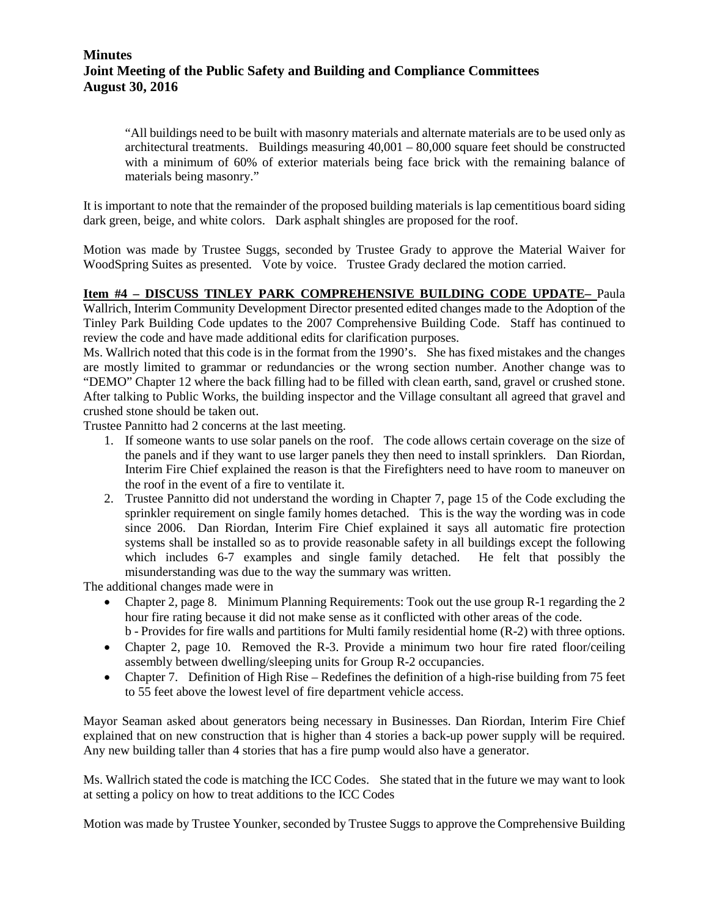"All buildings need to be built with masonry materials and alternate materials are to be used only as architectural treatments. Buildings measuring 40,001 – 80,000 square feet should be constructed with a minimum of 60% of exterior materials being face brick with the remaining balance of materials being masonry."

It is important to note that the remainder of the proposed building materials is lap cementitious board siding dark green, beige, and white colors. Dark asphalt shingles are proposed for the roof.

Motion was made by Trustee Suggs, seconded by Trustee Grady to approve the Material Waiver for WoodSpring Suites as presented. Vote by voice. Trustee Grady declared the motion carried.

**Item #4 – DISCUSS TINLEY PARK COMPREHENSIVE BUILDING CODE UPDATE–** Paula Wallrich, Interim Community Development Director presented edited changes made to the Adoption of the Tinley Park Building Code updates to the 2007 Comprehensive Building Code. Staff has continued to review the code and have made additional edits for clarification purposes.

Ms. Wallrich noted that this code is in the format from the 1990's. She has fixed mistakes and the changes are mostly limited to grammar or redundancies or the wrong section number. Another change was to "DEMO" Chapter 12 where the back filling had to be filled with clean earth, sand, gravel or crushed stone. After talking to Public Works, the building inspector and the Village consultant all agreed that gravel and crushed stone should be taken out.

Trustee Pannitto had 2 concerns at the last meeting.

1. If someone wants to use solar panels on the roof. The code allows certain coverage on the size of the panels and if they want to use larger panels they then need to install sprinklers. Dan Riordan, Interim Fire Chief explained the reason is that the Firefighters need to have room to maneuver on the roof in the event of a fire to ventilate it.
2. Trustee Pannitto did not understand the wording in Chapter 7, page 15 of the Code excluding the sprinkler requirement on single family homes detached. This is the way the wording was in code since 2006. Dan Riordan, Interim Fire Chief explained it says all automatic fire protection systems shall be installed so as to provide reasonable safety in all buildings except the following which includes 6-7 examples and single family detached. He felt that possibly the misunderstanding was due to the way the summary was written.

The additional changes made were in

- Chapter 2, page 8. Minimum Planning Requirements: Took out the use group R-1 regarding the 2 hour fire rating because it did not make sense as it conflicted with other areas of the code.
  b - Provides for fire walls and partitions for Multi family residential home (R-2) with three options.
- Chapter 2, page 10. Removed the R-3. Provide a minimum two hour fire rated floor/ceiling assembly between dwelling/sleeping units for Group R-2 occupancies.
- Chapter 7. Definition of High Rise – Redefines the definition of a high-rise building from 75 feet to 55 feet above the lowest level of fire department vehicle access.

Mayor Seaman asked about generators being necessary in Businesses. Dan Riordan, Interim Fire Chief explained that on new construction that is higher than 4 stories a back-up power supply will be required. Any new building taller than 4 stories that has a fire pump would also have a generator.

Ms. Wallrich stated the code is matching the ICC Codes. She stated that in the future we may want to look at setting a policy on how to treat additions to the ICC Codes

Motion was made by Trustee Younker, seconded by Trustee Suggs to approve the Comprehensive Building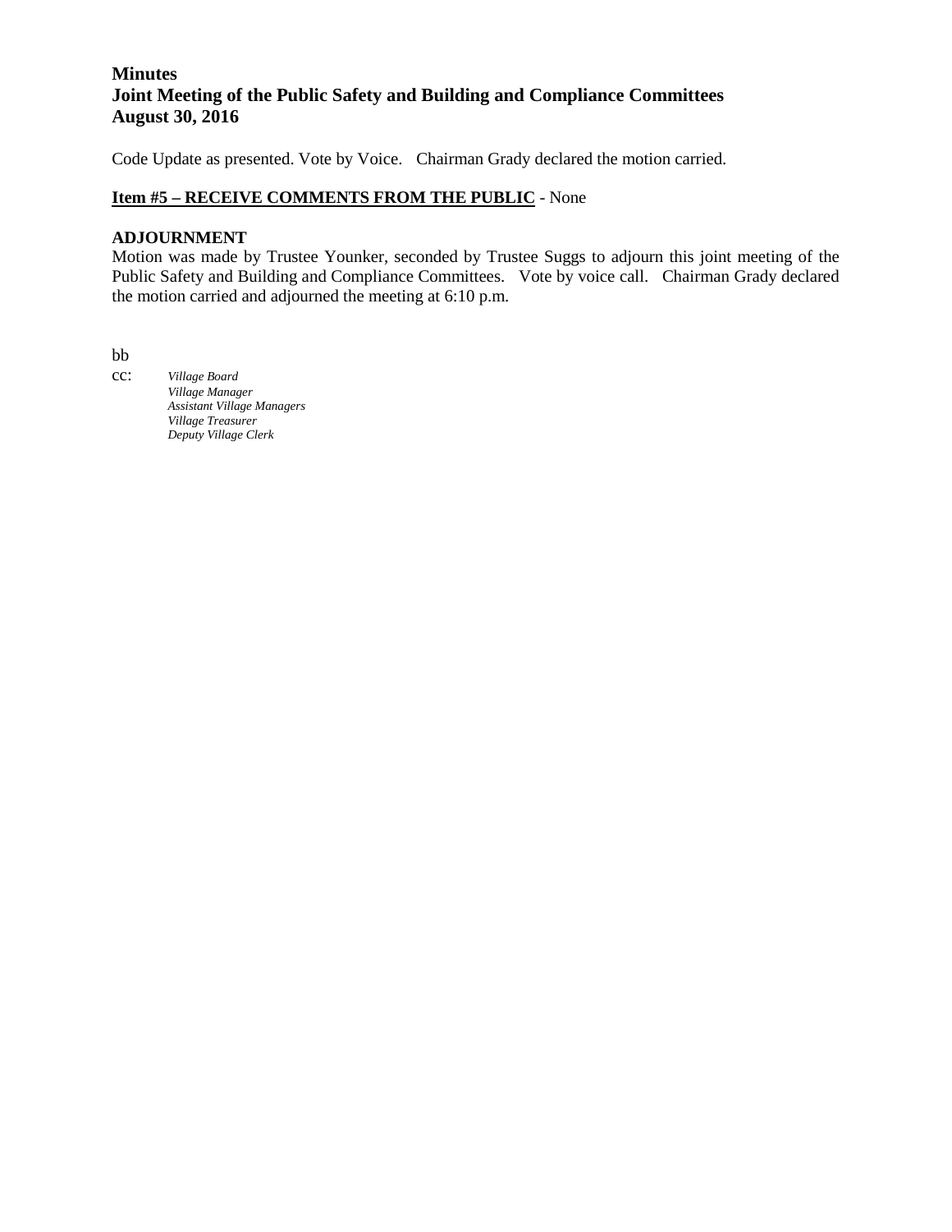Code Update as presented. Vote by Voice. Chairman Grady declared the motion carried.

**Item #5 – RECEIVE COMMENTS FROM THE PUBLIC** - None

**ADJOURNMENT**

Motion was made by Trustee Younker, seconded by Trustee Suggs to adjourn this joint meeting of the Public Safety and Building and Compliance Committees. Vote by voice call. Chairman Grady declared the motion carried and adjourned the meeting at 6:10 p.m.

bb

cc: *Village Board*
*Village Manager*
*Assistant Village Managers*
*Village Treasurer*
*Deputy Village Clerk*